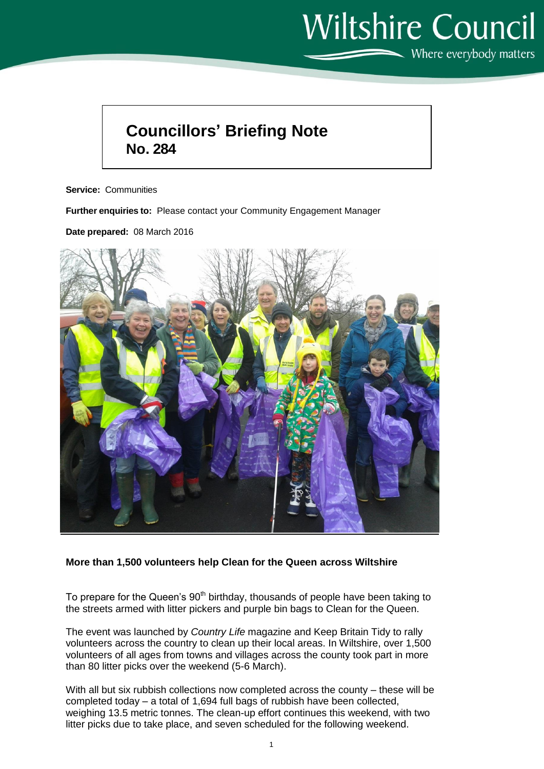Wiltshire Council

Where everybody matters

# Councillors' Briefing Note
## No. 284

**Service:** Communities

**Further enquiries to:** Please contact your Community Engagement Manager

**Date prepared:** 08 March 2016

**More than 1,500 volunteers help Clean for the Queen across Wiltshire**

To prepare for the Queen's 90th birthday, thousands of people have been taking to the streets armed with litter pickers and purple bin bags to Clean for the Queen.

The event was launched by *Country Life* magazine and Keep Britain Tidy to rally volunteers across the country to clean up their local areas. In Wiltshire, over 1,500 volunteers of all ages from towns and villages across the county took part in more than 80 litter picks over the weekend (5-6 March).

With all but six rubbish collections now completed across the county – these will be completed today – a total of 1,694 full bags of rubbish have been collected, weighing 13.5 metric tonnes. The clean-up effort continues this weekend, with two litter picks due to take place, and seven scheduled for the following weekend.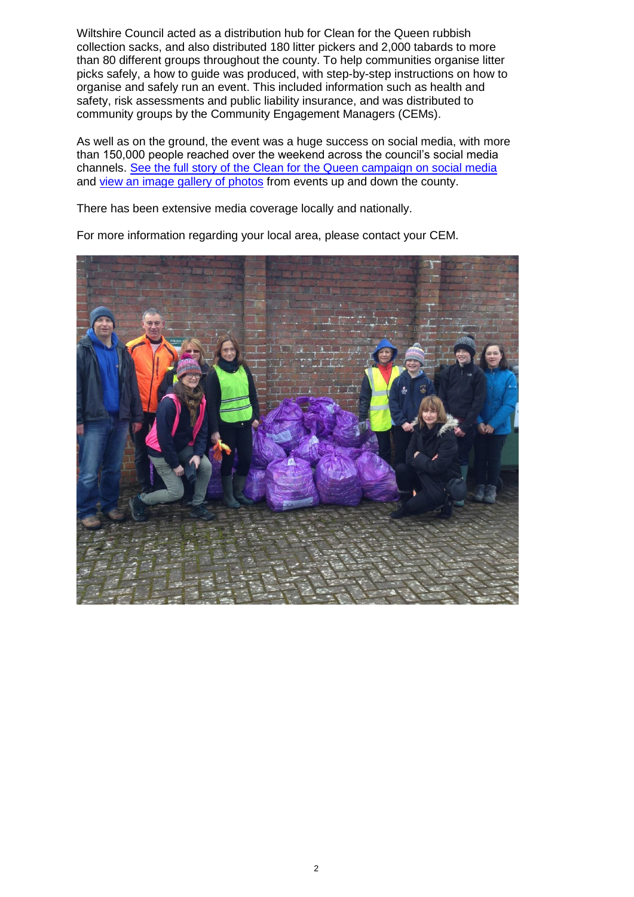Wiltshire Council acted as a distribution hub for Clean for the Queen rubbish collection sacks, and also distributed 180 litter pickers and 2,000 tabards to more than 80 different groups throughout the county. To help communities organise litter picks safely, a how to guide was produced, with step-by-step instructions on how to organise and safely run an event. This included information such as health and safety, risk assessments and public liability insurance, and was distributed to community groups by the Community Engagement Managers (CEMs).

As well as on the ground, the event was a huge success on social media, with more than 150,000 people reached over the weekend across the council's social media channels. See the full story of the Clean for the Queen campaign on social media and view an image gallery of photos from events up and down the county.

There has been extensive media coverage locally and nationally.

For more information regarding your local area, please contact your CEM.